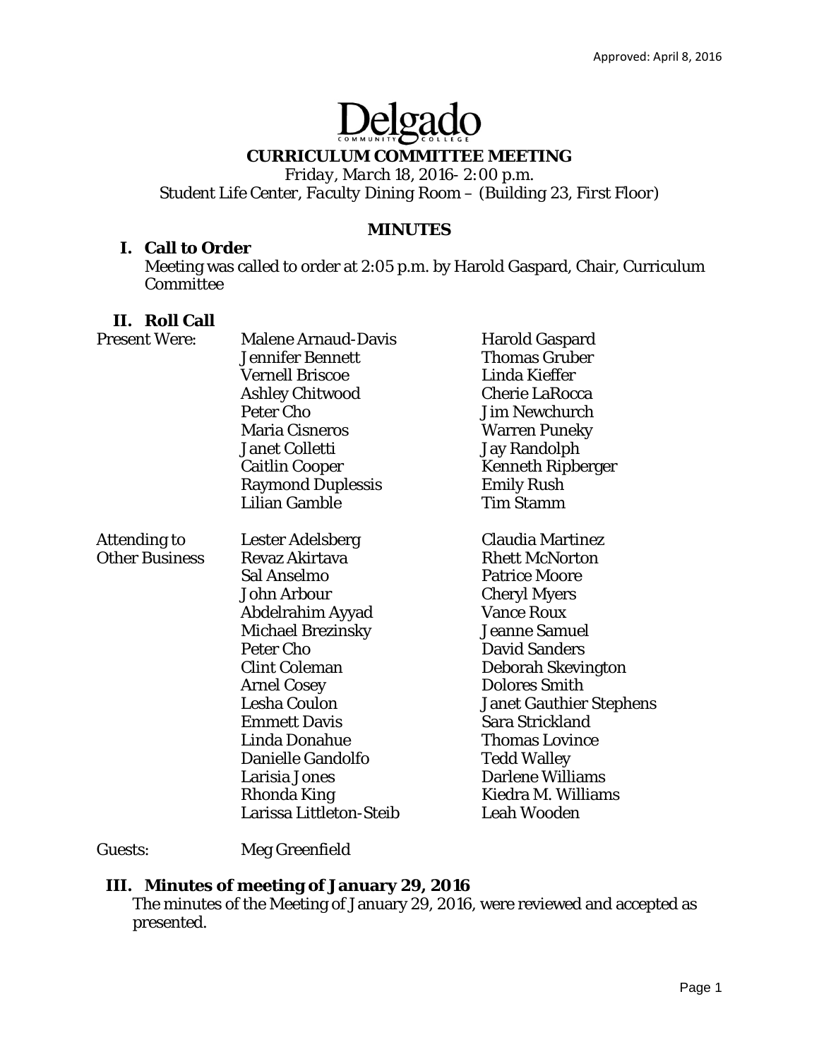Approved: April 8, 2016

Delgado Community College

# CURRICULUM COMMITTEE MEETING

*Friday, March 18, 2016- 2:00 p.m.*
Student Life Center, Faculty Dining Room – (Building 23, First Floor)

## MINUTES

### I. Call to Order

Meeting was called to order at 2:05 p.m. by Harold Gaspard, Chair, Curriculum Committee

### II. Roll Call

| | | |
|---|---|---|
| Present Were: | Malene Arnaud-Davis | Harold Gaspard |
| | Jennifer Bennett | Thomas Gruber |
| | Vernell Briscoe | Linda Kieffer |
| | Ashley Chitwood | Cherie LaRocca |
| | Peter Cho | Jim Newchurch |
| | Maria Cisneros | Warren Puneky |
| | Janet Colletti | Jay Randolph |
| | Caitlin Cooper | Kenneth Ripberger |
| | Raymond Duplessis | Emily Rush |
| | Lilian Gamble | Tim Stamm |
| Attending to Other Business | Lester Adelsberg | Claudia Martinez |
| | Revaz Akirtava | Rhett McNorton |
| | Sal Anselmo | Patrice Moore |
| | John Arbour | Cheryl Myers |
| | Abdelrahim Ayyad | Vance Roux |
| | Michael Brezinsky | Jeanne Samuel |
| | Peter Cho | David Sanders |
| | Clint Coleman | Deborah Skevington |
| | Arnel Cosey | Dolores Smith |
| | Lesha Coulon | Janet Gauthier Stephens |
| | Emmett Davis | Sara Strickland |
| | Linda Donahue | Thomas Lovince |
| | Danielle Gandolfo | Tedd Walley |
| | Larisia Jones | Darlene Williams |
| | Rhonda King | Kiedra M. Williams |
| | Larissa Littleton-Steib | Leah Wooden |
| Guests: | Meg Greenfield | |

### III. Minutes of meeting of January 29, 2016

The minutes of the Meeting of January 29, 2016, were reviewed and accepted as presented.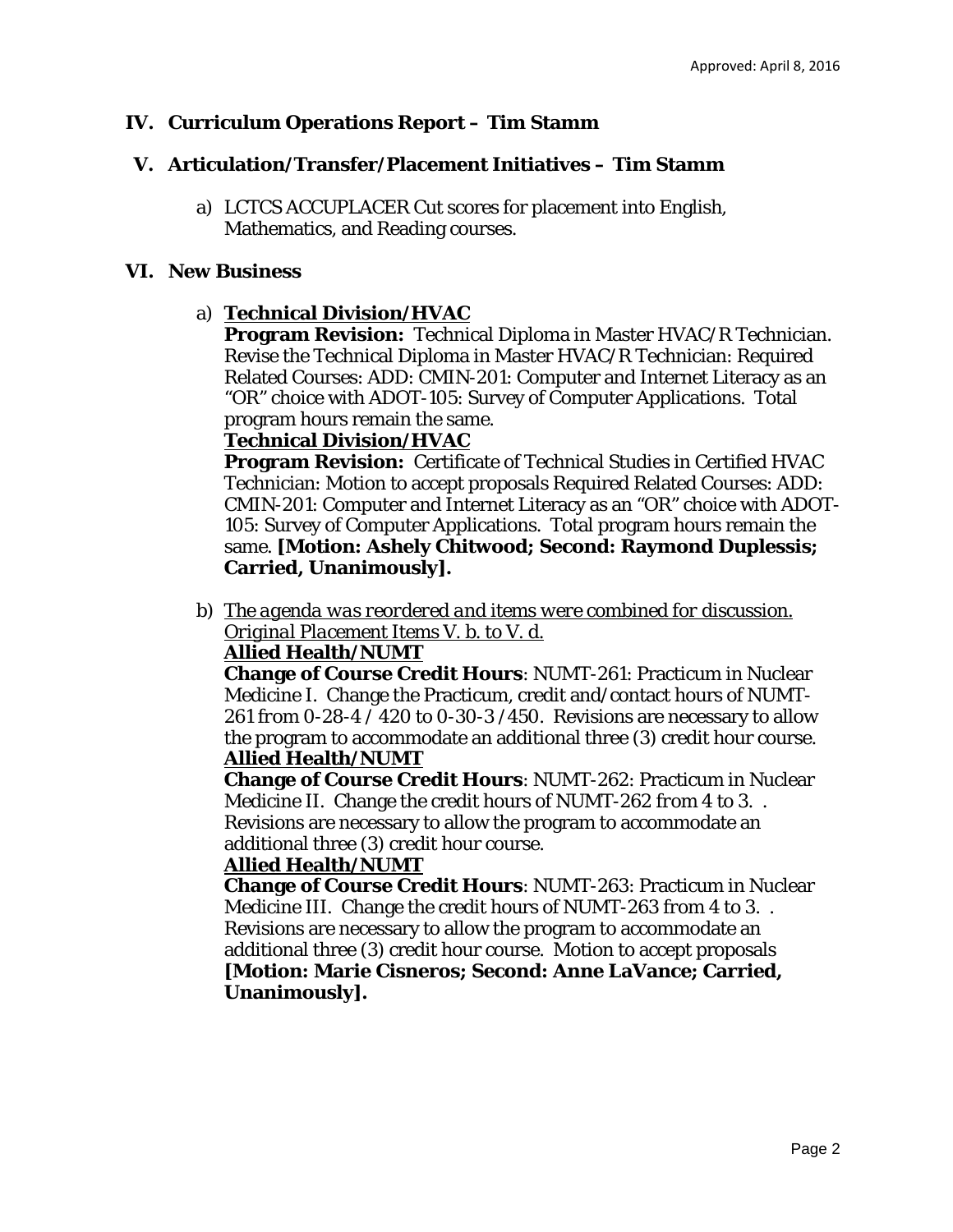Approved: April 8, 2016

## IV. Curriculum Operations Report – Tim Stamm

## V. Articulation/Transfer/Placement Initiatives – Tim Stamm

a) LCTCS ACCUPLACER Cut scores for placement into English, Mathematics, and Reading courses.

## VI. New Business

a) **<u>Technical Division/HVAC</u>**
**Program Revision:** Technical Diploma in Master HVAC/R Technician. Revise the Technical Diploma in Master HVAC/R Technician: Required Related Courses: ADD: CMIN-201: Computer and Internet Literacy as an "OR" choice with ADOT-105: Survey of Computer Applications. Total program hours remain the same.
**<u>Technical Division/HVAC</u>**
**Program Revision:** Certificate of Technical Studies in Certified HVAC Technician: Motion to accept proposals Required Related Courses: ADD: CMIN-201: Computer and Internet Literacy as an "OR" choice with ADOT-105: Survey of Computer Applications. Total program hours remain the same. **[Motion: Ashely Chitwood; Second: Raymond Duplessis; Carried, Unanimously].**

b) <u>*The agenda was reordered and items were combined for discussion. Original Placement Items V. b. to V. d.*</u>
**<u>Allied Health/NUMT</u>**
**Change of Course Credit Hours**: NUMT-261: Practicum in Nuclear Medicine I. Change the Practicum, credit and/contact hours of NUMT-261 from 0-28-4 / 420 to 0-30-3 /450. Revisions are necessary to allow the program to accommodate an additional three (3) credit hour course.
**<u>Allied Health/NUMT</u>**
**Change of Course Credit Hours**: NUMT-262: Practicum in Nuclear Medicine II. Change the credit hours of NUMT-262 from 4 to 3. . Revisions are necessary to allow the program to accommodate an additional three (3) credit hour course.
**<u>Allied Health/NUMT</u>**
**Change of Course Credit Hours**: NUMT-263: Practicum in Nuclear Medicine III. Change the credit hours of NUMT-263 from 4 to 3. . Revisions are necessary to allow the program to accommodate an additional three (3) credit hour course. Motion to accept proposals **[Motion: Marie Cisneros; Second: Anne LaVance; Carried, Unanimously].**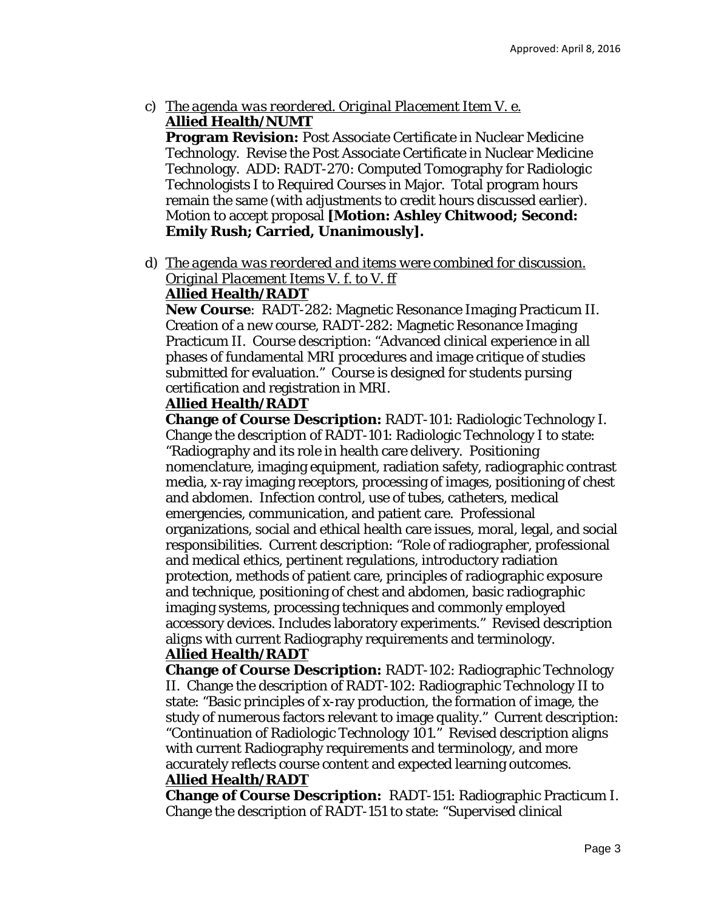c) *The agenda was reordered. Original Placement Item V. e.*
**Allied Health/NUMT**
**Program Revision:** Post Associate Certificate in Nuclear Medicine Technology. Revise the Post Associate Certificate in Nuclear Medicine Technology. ADD: RADT-270: Computed Tomography for Radiologic Technologists I to Required Courses in Major. Total program hours remain the same (with adjustments to credit hours discussed earlier). Motion to accept proposal **[Motion: Ashley Chitwood; Second: Emily Rush; Carried, Unanimously].**

d) *The agenda was reordered and items were combined for discussion. Original Placement Items V. f. to V. ff*
**Allied Health/RADT**
**New Course**: RADT-282: Magnetic Resonance Imaging Practicum II. Creation of a new course, RADT-282: Magnetic Resonance Imaging Practicum II. Course description: "Advanced clinical experience in all phases of fundamental MRI procedures and image critique of studies submitted for evaluation." Course is designed for students pursing certification and registration in MRI.
**Allied Health/RADT**
**Change of Course Description:** RADT-101: Radiologic Technology I. Change the description of RADT-101: Radiologic Technology I to state: "Radiography and its role in health care delivery. Positioning nomenclature, imaging equipment, radiation safety, radiographic contrast media, x-ray imaging receptors, processing of images, positioning of chest and abdomen. Infection control, use of tubes, catheters, medical emergencies, communication, and patient care. Professional organizations, social and ethical health care issues, moral, legal, and social responsibilities. Current description: "Role of radiographer, professional and medical ethics, pertinent regulations, introductory radiation protection, methods of patient care, principles of radiographic exposure and technique, positioning of chest and abdomen, basic radiographic imaging systems, processing techniques and commonly employed accessory devices. Includes laboratory experiments." Revised description aligns with current Radiography requirements and terminology.
**Allied Health/RADT**
**Change of Course Description:** RADT-102: Radiographic Technology II. Change the description of RADT-102: Radiographic Technology II to state: "Basic principles of x-ray production, the formation of image, the study of numerous factors relevant to image quality." Current description: "Continuation of Radiologic Technology 101." Revised description aligns with current Radiography requirements and terminology, and more accurately reflects course content and expected learning outcomes.
**Allied Health/RADT**
**Change of Course Description:** RADT-151: Radiographic Practicum I. Change the description of RADT-151 to state: "Supervised clinical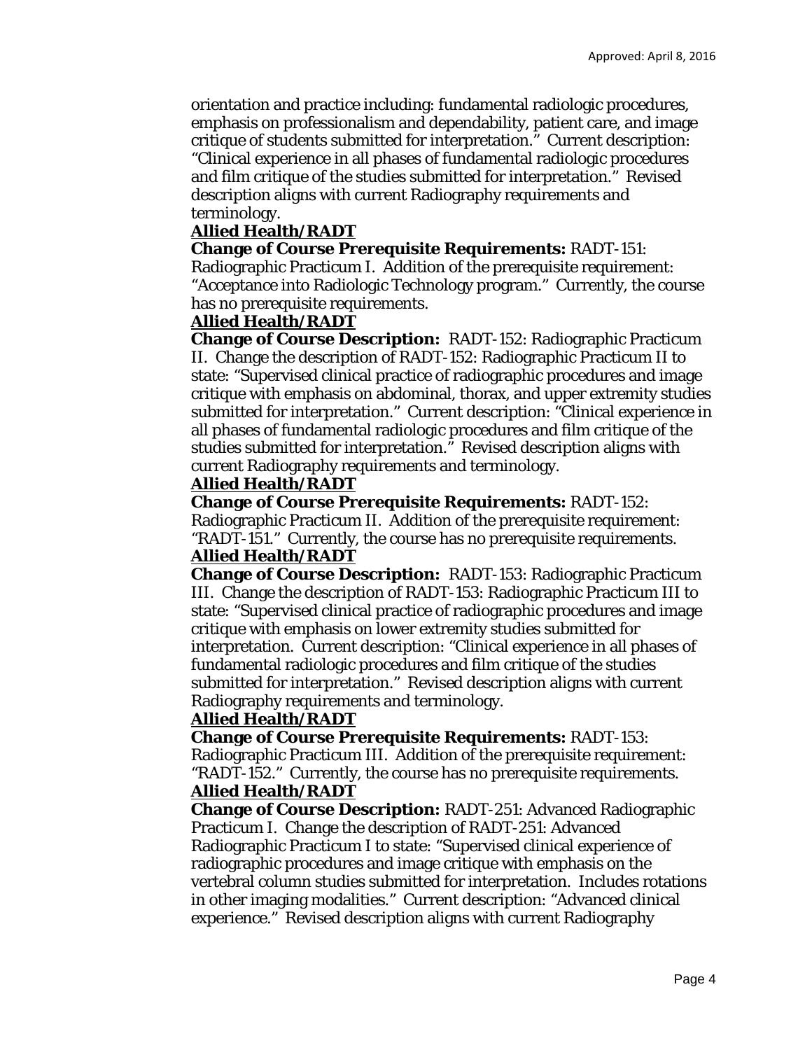orientation and practice including: fundamental radiologic procedures, emphasis on professionalism and dependability, patient care, and image critique of students submitted for interpretation." Current description: "Clinical experience in all phases of fundamental radiologic procedures and film critique of the studies submitted for interpretation." Revised description aligns with current Radiography requirements and terminology.

**Allied Health/RADT**

**Change of Course Prerequisite Requirements:** RADT-151: Radiographic Practicum I. Addition of the prerequisite requirement: "Acceptance into Radiologic Technology program." Currently, the course has no prerequisite requirements.

**Allied Health/RADT**

**Change of Course Description:** RADT-152: Radiographic Practicum II. Change the description of RADT-152: Radiographic Practicum II to state: "Supervised clinical practice of radiographic procedures and image critique with emphasis on abdominal, thorax, and upper extremity studies submitted for interpretation." Current description: "Clinical experience in all phases of fundamental radiologic procedures and film critique of the studies submitted for interpretation." Revised description aligns with current Radiography requirements and terminology.

**Allied Health/RADT**

**Change of Course Prerequisite Requirements:** RADT-152: Radiographic Practicum II. Addition of the prerequisite requirement: "RADT-151." Currently, the course has no prerequisite requirements.

**Allied Health/RADT**

**Change of Course Description:** RADT-153: Radiographic Practicum III. Change the description of RADT-153: Radiographic Practicum III to state: "Supervised clinical practice of radiographic procedures and image critique with emphasis on lower extremity studies submitted for interpretation. Current description: "Clinical experience in all phases of fundamental radiologic procedures and film critique of the studies submitted for interpretation." Revised description aligns with current Radiography requirements and terminology.

**Allied Health/RADT**

**Change of Course Prerequisite Requirements:** RADT-153: Radiographic Practicum III. Addition of the prerequisite requirement: "RADT-152." Currently, the course has no prerequisite requirements.

**Allied Health/RADT**

**Change of Course Description:** RADT-251: Advanced Radiographic Practicum I. Change the description of RADT-251: Advanced Radiographic Practicum I to state: "Supervised clinical experience of radiographic procedures and image critique with emphasis on the vertebral column studies submitted for interpretation. Includes rotations in other imaging modalities." Current description: "Advanced clinical experience." Revised description aligns with current Radiography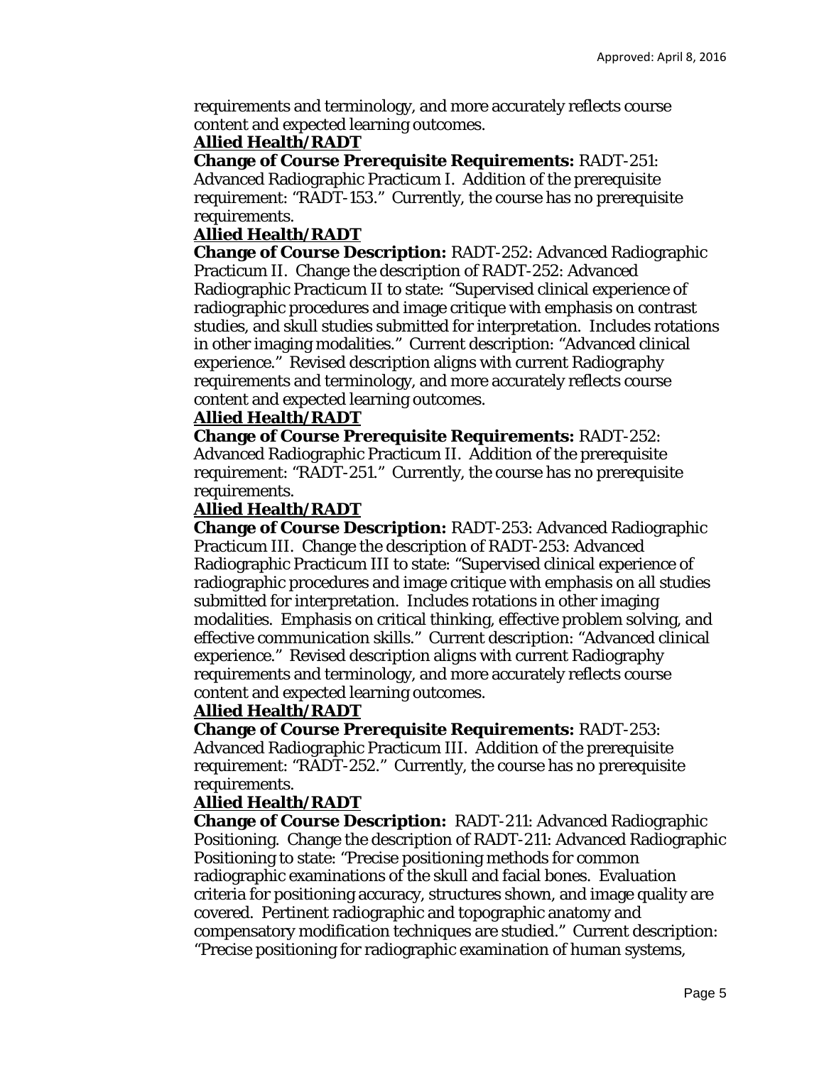requirements and terminology, and more accurately reflects course content and expected learning outcomes.

**Allied Health/RADT**

**Change of Course Prerequisite Requirements:** RADT-251: Advanced Radiographic Practicum I. Addition of the prerequisite requirement: "RADT-153." Currently, the course has no prerequisite requirements.

**Allied Health/RADT**

**Change of Course Description:** RADT-252: Advanced Radiographic Practicum II. Change the description of RADT-252: Advanced Radiographic Practicum II to state: "Supervised clinical experience of radiographic procedures and image critique with emphasis on contrast studies, and skull studies submitted for interpretation. Includes rotations in other imaging modalities." Current description: "Advanced clinical experience." Revised description aligns with current Radiography requirements and terminology, and more accurately reflects course content and expected learning outcomes.

**Allied Health/RADT**

**Change of Course Prerequisite Requirements:** RADT-252: Advanced Radiographic Practicum II. Addition of the prerequisite requirement: "RADT-251." Currently, the course has no prerequisite requirements.

**Allied Health/RADT**

**Change of Course Description:** RADT-253: Advanced Radiographic Practicum III. Change the description of RADT-253: Advanced Radiographic Practicum III to state: "Supervised clinical experience of radiographic procedures and image critique with emphasis on all studies submitted for interpretation. Includes rotations in other imaging modalities. Emphasis on critical thinking, effective problem solving, and effective communication skills." Current description: "Advanced clinical experience." Revised description aligns with current Radiography requirements and terminology, and more accurately reflects course content and expected learning outcomes.

**Allied Health/RADT**

**Change of Course Prerequisite Requirements:** RADT-253: Advanced Radiographic Practicum III. Addition of the prerequisite requirement: "RADT-252." Currently, the course has no prerequisite requirements.

**Allied Health/RADT**

**Change of Course Description:** RADT-211: Advanced Radiographic Positioning. Change the description of RADT-211: Advanced Radiographic Positioning to state: "Precise positioning methods for common radiographic examinations of the skull and facial bones. Evaluation criteria for positioning accuracy, structures shown, and image quality are covered. Pertinent radiographic and topographic anatomy and compensatory modification techniques are studied." Current description: "Precise positioning for radiographic examination of human systems,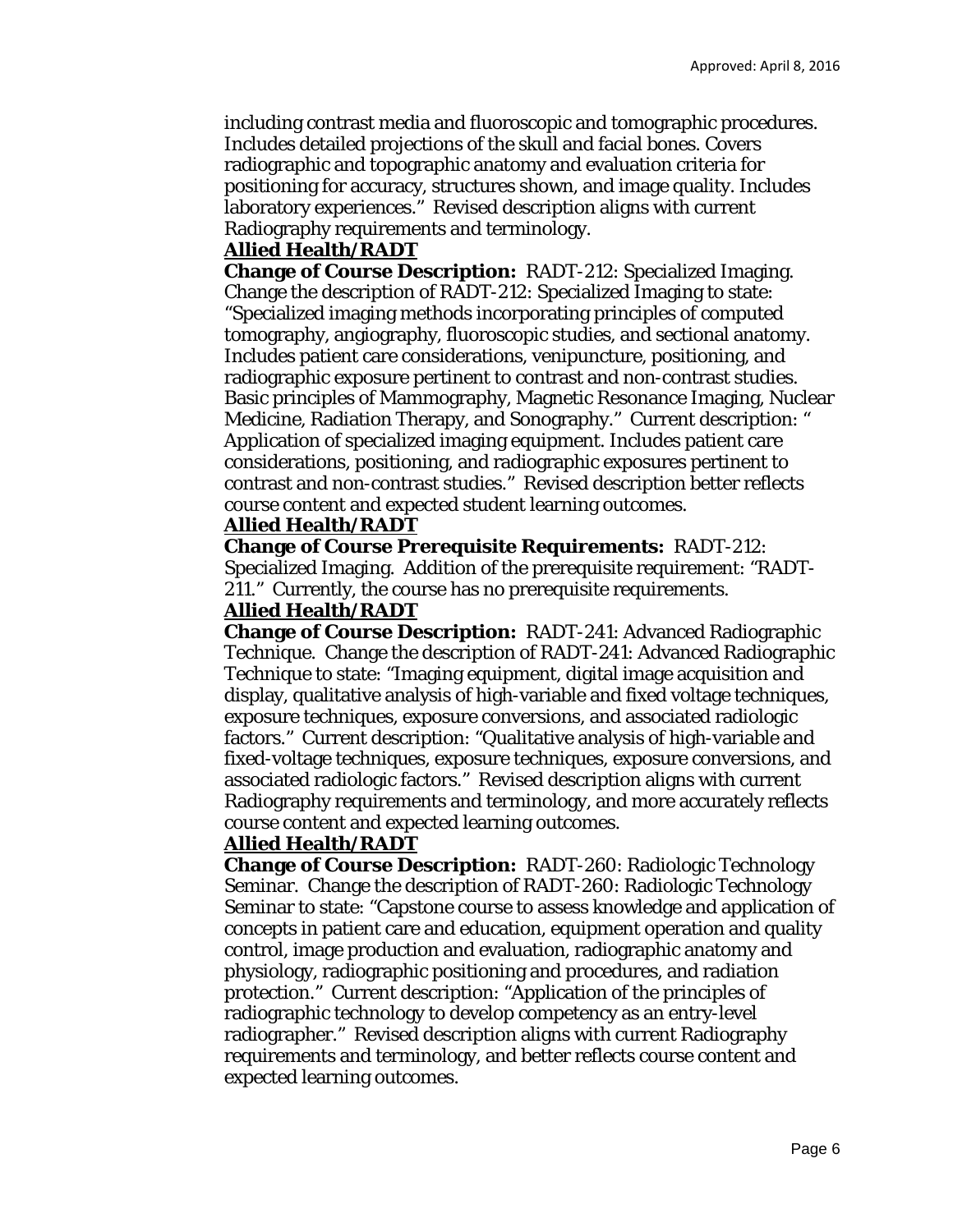including contrast media and fluoroscopic and tomographic procedures. Includes detailed projections of the skull and facial bones. Covers radiographic and topographic anatomy and evaluation criteria for positioning for accuracy, structures shown, and image quality. Includes laboratory experiences." Revised description aligns with current Radiography requirements and terminology.

**Allied Health/RADT**

**Change of Course Description:** RADT-212: Specialized Imaging. Change the description of RADT-212: Specialized Imaging to state: "Specialized imaging methods incorporating principles of computed tomography, angiography, fluoroscopic studies, and sectional anatomy. Includes patient care considerations, venipuncture, positioning, and radiographic exposure pertinent to contrast and non-contrast studies. Basic principles of Mammography, Magnetic Resonance Imaging, Nuclear Medicine, Radiation Therapy, and Sonography." Current description: " Application of specialized imaging equipment. Includes patient care considerations, positioning, and radiographic exposures pertinent to contrast and non-contrast studies." Revised description better reflects course content and expected student learning outcomes.

**Allied Health/RADT**

**Change of Course Prerequisite Requirements:** RADT-212: Specialized Imaging. Addition of the prerequisite requirement: "RADT-211." Currently, the course has no prerequisite requirements.

**Allied Health/RADT**

**Change of Course Description:** RADT-241: Advanced Radiographic Technique. Change the description of RADT-241: Advanced Radiographic Technique to state: "Imaging equipment, digital image acquisition and display, qualitative analysis of high-variable and fixed voltage techniques, exposure techniques, exposure conversions, and associated radiologic factors." Current description: "Qualitative analysis of high-variable and fixed-voltage techniques, exposure techniques, exposure conversions, and associated radiologic factors." Revised description aligns with current Radiography requirements and terminology, and more accurately reflects course content and expected learning outcomes.

**Allied Health/RADT**

**Change of Course Description:** RADT-260: Radiologic Technology Seminar. Change the description of RADT-260: Radiologic Technology Seminar to state: "Capstone course to assess knowledge and application of concepts in patient care and education, equipment operation and quality control, image production and evaluation, radiographic anatomy and physiology, radiographic positioning and procedures, and radiation protection." Current description: "Application of the principles of radiographic technology to develop competency as an entry-level radiographer." Revised description aligns with current Radiography requirements and terminology, and better reflects course content and expected learning outcomes.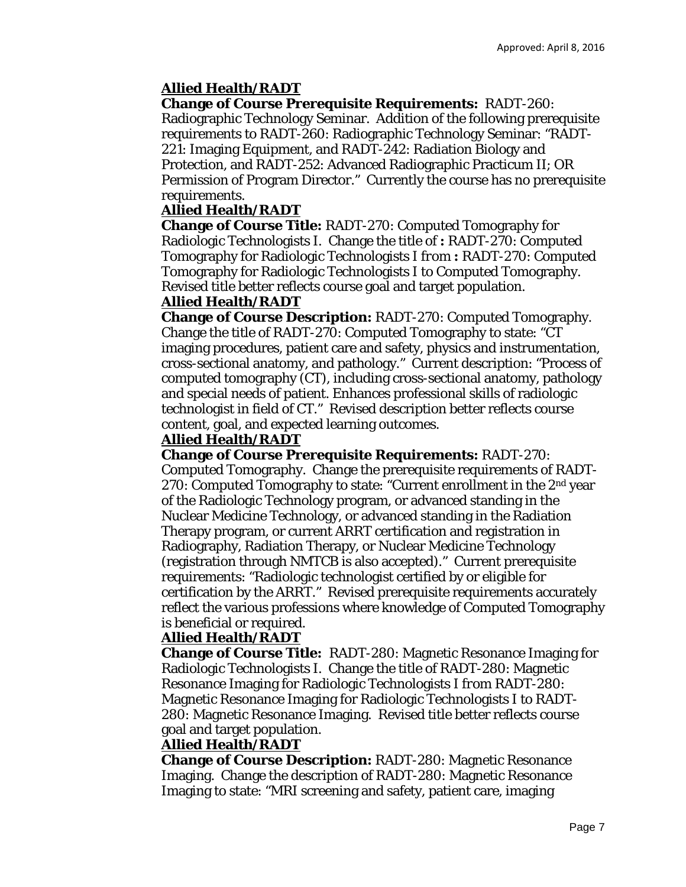**Allied Health/RADT**

**Change of Course Prerequisite Requirements:** RADT-260: Radiographic Technology Seminar. Addition of the following prerequisite requirements to RADT-260: Radiographic Technology Seminar: "RADT-221: Imaging Equipment, and RADT-242: Radiation Biology and Protection, and RADT-252: Advanced Radiographic Practicum II; OR Permission of Program Director." Currently the course has no prerequisite requirements.

**Allied Health/RADT**

**Change of Course Title:** RADT-270: Computed Tomography for Radiologic Technologists I. Change the title of **:** RADT-270: Computed Tomography for Radiologic Technologists I from **:** RADT-270: Computed Tomography for Radiologic Technologists I to Computed Tomography. Revised title better reflects course goal and target population.

**Allied Health/RADT**

**Change of Course Description:** RADT-270: Computed Tomography. Change the title of RADT-270: Computed Tomography to state: "CT imaging procedures, patient care and safety, physics and instrumentation, cross-sectional anatomy, and pathology." Current description: "Process of computed tomography (CT), including cross-sectional anatomy, pathology and special needs of patient. Enhances professional skills of radiologic technologist in field of CT." Revised description better reflects course content, goal, and expected learning outcomes.

**Allied Health/RADT**

**Change of Course Prerequisite Requirements:** RADT-270: Computed Tomography. Change the prerequisite requirements of RADT-270: Computed Tomography to state: "Current enrollment in the 2nd year of the Radiologic Technology program, or advanced standing in the Nuclear Medicine Technology, or advanced standing in the Radiation Therapy program, or current ARRT certification and registration in Radiography, Radiation Therapy, or Nuclear Medicine Technology (registration through NMTCB is also accepted)." Current prerequisite requirements: "Radiologic technologist certified by or eligible for certification by the ARRT." Revised prerequisite requirements accurately reflect the various professions where knowledge of Computed Tomography is beneficial or required.

**Allied Health/RADT**

**Change of Course Title:** RADT-280: Magnetic Resonance Imaging for Radiologic Technologists I. Change the title of RADT-280: Magnetic Resonance Imaging for Radiologic Technologists I from RADT-280: Magnetic Resonance Imaging for Radiologic Technologists I to RADT-280: Magnetic Resonance Imaging. Revised title better reflects course goal and target population.

**Allied Health/RADT**

**Change of Course Description:** RADT-280: Magnetic Resonance Imaging. Change the description of RADT-280: Magnetic Resonance Imaging to state: "MRI screening and safety, patient care, imaging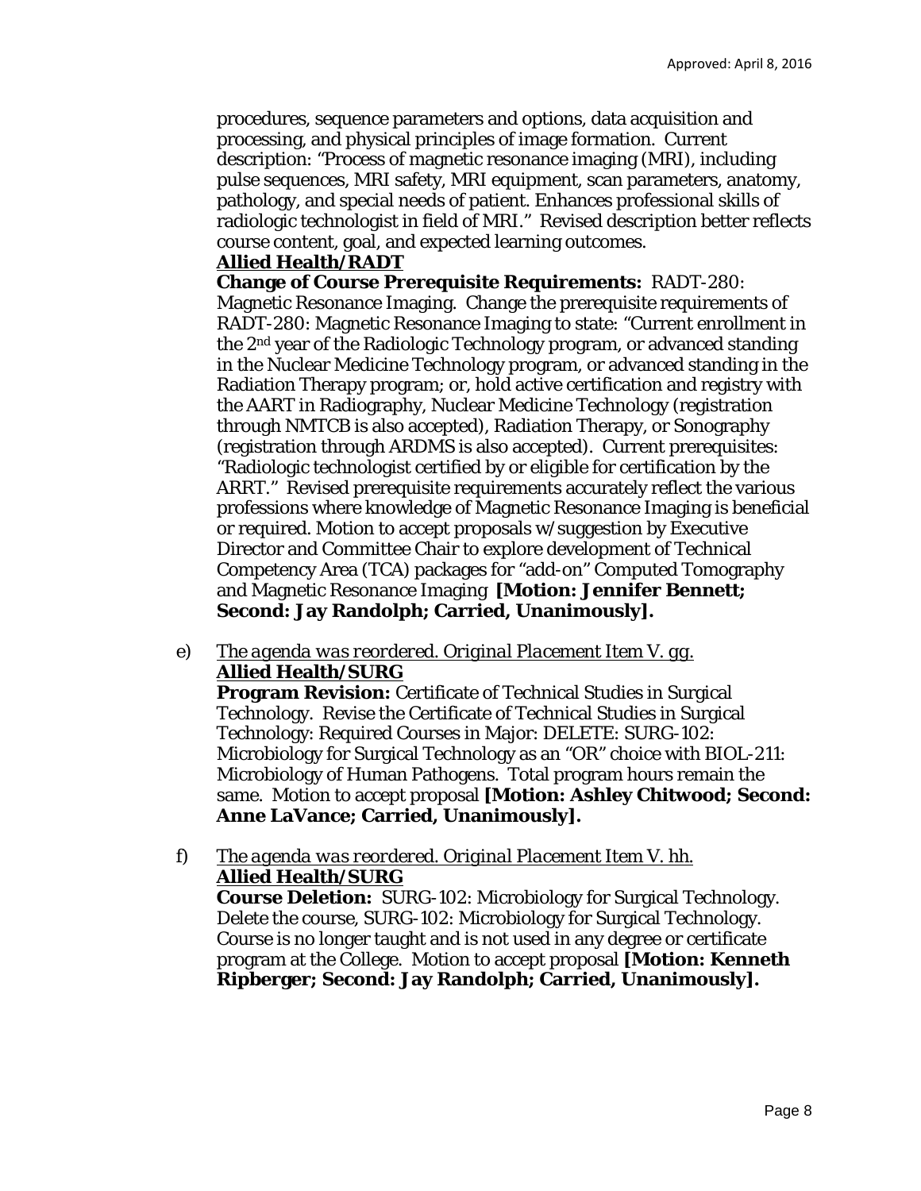procedures, sequence parameters and options, data acquisition and processing, and physical principles of image formation. Current description: "Process of magnetic resonance imaging (MRI), including pulse sequences, MRI safety, MRI equipment, scan parameters, anatomy, pathology, and special needs of patient. Enhances professional skills of radiologic technologist in field of MRI." Revised description better reflects course content, goal, and expected learning outcomes.

**Allied Health/RADT**

**Change of Course Prerequisite Requirements:** RADT-280: Magnetic Resonance Imaging. Change the prerequisite requirements of RADT-280: Magnetic Resonance Imaging to state: "Current enrollment in the 2nd year of the Radiologic Technology program, or advanced standing in the Nuclear Medicine Technology program, or advanced standing in the Radiation Therapy program; or, hold active certification and registry with the AART in Radiography, Nuclear Medicine Technology (registration through NMTCB is also accepted), Radiation Therapy, or Sonography (registration through ARDMS is also accepted). Current prerequisites: "Radiologic technologist certified by or eligible for certification by the ARRT." Revised prerequisite requirements accurately reflect the various professions where knowledge of Magnetic Resonance Imaging is beneficial or required. Motion to accept proposals w/suggestion by Executive Director and Committee Chair to explore development of Technical Competency Area (TCA) packages for "add-on" Computed Tomography and Magnetic Resonance Imaging **[Motion: Jennifer Bennett; Second: Jay Randolph; Carried, Unanimously].**

e) *The agenda was reordered. Original Placement Item V. gg.*
**Allied Health/SURG**
**Program Revision:** Certificate of Technical Studies in Surgical Technology. Revise the Certificate of Technical Studies in Surgical Technology: Required Courses in Major: DELETE: SURG-102: Microbiology for Surgical Technology as an "OR" choice with BIOL-211: Microbiology of Human Pathogens. Total program hours remain the same. Motion to accept proposal **[Motion: Ashley Chitwood; Second: Anne LaVance; Carried, Unanimously].**

f) *The agenda was reordered. Original Placement Item V. hh.*
**Allied Health/SURG**
**Course Deletion:** SURG-102: Microbiology for Surgical Technology. Delete the course, SURG-102: Microbiology for Surgical Technology. Course is no longer taught and is not used in any degree or certificate program at the College. Motion to accept proposal **[Motion: Kenneth Ripberger; Second: Jay Randolph; Carried, Unanimously].**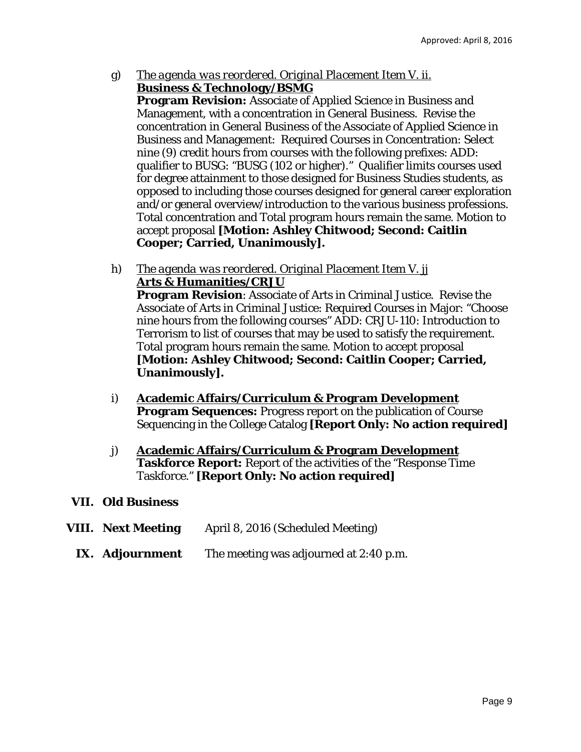g) *The agenda was reordered. Original Placement Item V. ii.*
**Business & Technology/BSMG**
**Program Revision:** Associate of Applied Science in Business and Management, with a concentration in General Business. Revise the concentration in General Business of the Associate of Applied Science in Business and Management: Required Courses in Concentration: Select nine (9) credit hours from courses with the following prefixes: ADD: qualifier to BUSG: "BUSG (102 or higher)." Qualifier limits courses used for degree attainment to those designed for Business Studies students, as opposed to including those courses designed for general career exploration and/or general overview/introduction to the various business professions. Total concentration and Total program hours remain the same. Motion to accept proposal **[Motion: Ashley Chitwood; Second: Caitlin Cooper; Carried, Unanimously].**

h) *The agenda was reordered. Original Placement Item V. jj*
**Arts & Humanities/CRJU**
**Program Revision**: Associate of Arts in Criminal Justice. Revise the Associate of Arts in Criminal Justice: Required Courses in Major: "Choose nine hours from the following courses" ADD: CRJU-110: Introduction to Terrorism to list of courses that may be used to satisfy the requirement. Total program hours remain the same. Motion to accept proposal **[Motion: Ashley Chitwood; Second: Caitlin Cooper; Carried, Unanimously].**

i) **Academic Affairs/Curriculum & Program Development**
**Program Sequences:** Progress report on the publication of Course Sequencing in the College Catalog **[Report Only: No action required]**

j) **Academic Affairs/Curriculum & Program Development**
**Taskforce Report:** Report of the activities of the "Response Time Taskforce." **[Report Only: No action required]**

## VII. Old Business

## VIII. Next Meeting

April 8, 2016 (Scheduled Meeting)

## IX. Adjournment

The meeting was adjourned at 2:40 p.m.